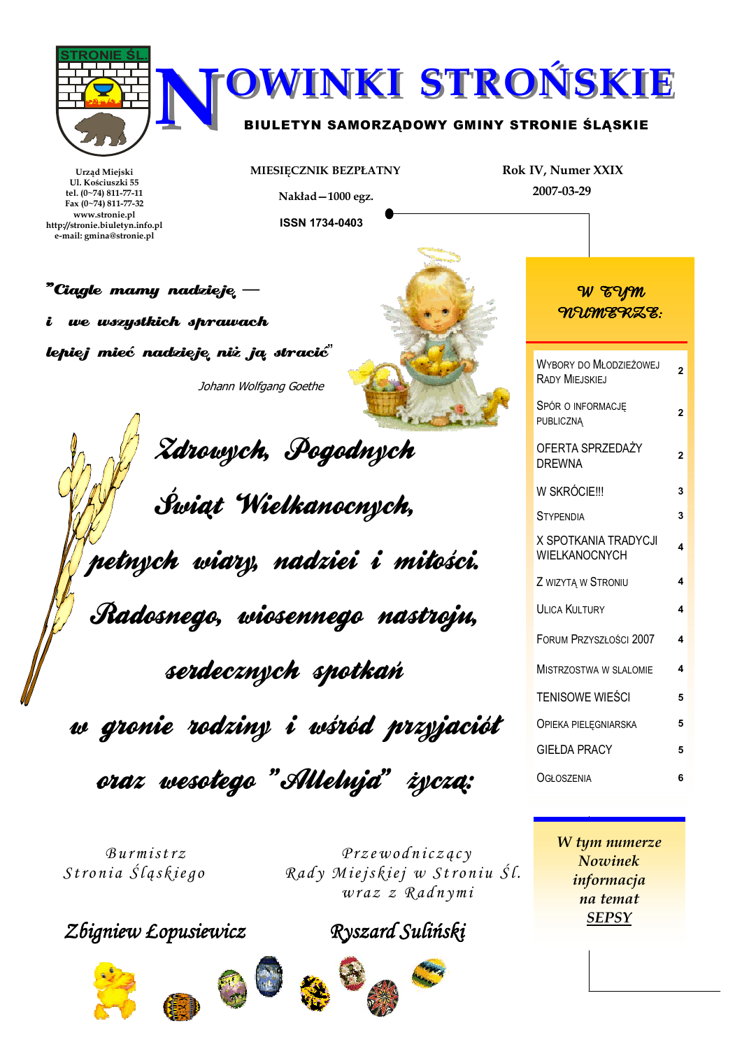# NOWINKI STROŃSKIE

**BIULETYN SAMORZĄDOWY GMINY STRONIE ŚLĄSKIE**

Urząd Miejski
Ul. Kościuszki 55
tel. (0~74) 811-77-11
Fax (0~74) 811-77-32
www.stronie.pl
http://stronie.biuletyn.info.pl
e-mail: gmina@stronie.pl

MIESIĘCZNIK BEZPŁATNY

Nakład—1000 egz.

ISSN 1734-0403

Rok IV, Numer XXIX

2007-03-29

*"Ciągle mamy nadzieję —*
*i we wszystkich sprawach*
*lepiej mieć nadzieję, niż ją stracić"*

*Johann Wolfgang Goethe*

*Zdrowych, Pogodnych*
*Świąt Wielkanocnych,*
*pełnych wiary, nadziei i miłości.*
*Radosnego, wiosennego nastroju,*
*serdecznych spotkań*
*w gronie rodziny i wśród przyjaciół*
*oraz wesołego "Alleluja" życzą:*

*Burmistrz Stronia Śląskiego*

*Zbigniew Łopusiewicz*

*Przewodniczący Rady Miejskiej w Stroniu Śl. wraz z Radnymi*

*Ryszard Suliński*

## W tym numerze:

| | |
|---|---|
| Wybory do Młodzieżowej Rady Miejskiej | 2 |
| Spór o informację publiczną | 2 |
| Oferta sprzedaży drewna | 2 |
| W skrócie!!! | 3 |
| Stypendia | 3 |
| X Spotkania Tradycji Wielkanocnych | 4 |
| Z wizytą w Stroniu | 4 |
| Ulica Kultury | 4 |
| Forum Przyszłości 2007 | 4 |
| Mistrzostwa w slalomie | 4 |
| Tenisowe wieści | 5 |
| Opieka pielęgniarska | 5 |
| Giełda pracy | 5 |
| Ogłoszenia | 6 |

*W tym numerze Nowinek informacja na temat SEPSY*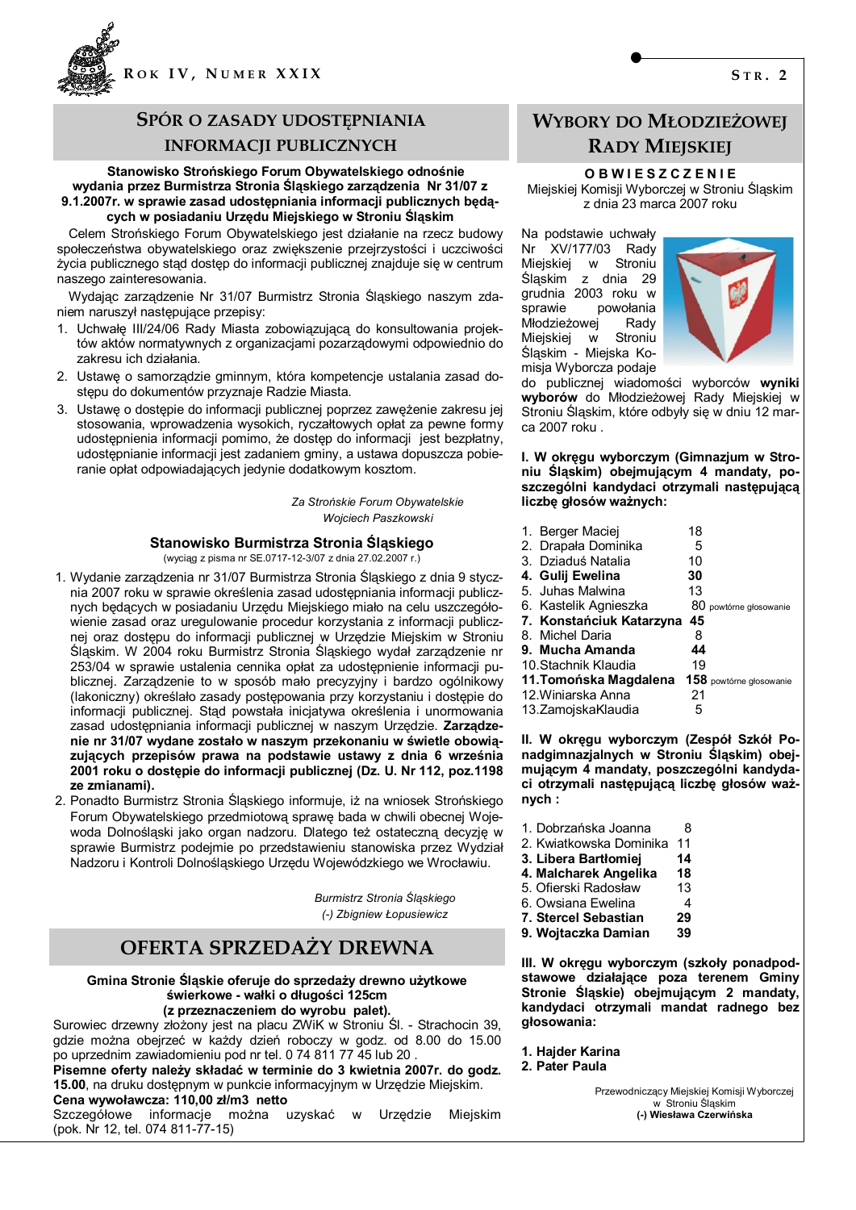## SPÓR O ZASADY UDOSTĘPNIANIA INFORMACJI PUBLICZNYCH

**Stanowisko Strońskiego Forum Obywatelskiego odnośnie wydania przez Burmistrza Stronia Śląskiego zarządzenia Nr 31/07 z 9.1.2007r. w sprawie zasad udostępniania informacji publicznych będących w posiadaniu Urzędu Miejskiego w Stroniu Śląskim**

Celem Strońskiego Forum Obywatelskiego jest działanie na rzecz budowy społeczeństwa obywatelskiego oraz zwiększenie przejrzystości i uczciwości życia publicznego stąd dostęp do informacji publicznej znajduje się w centrum naszego zainteresowania.

Wydając zarządzenie Nr 31/07 Burmistrz Stronia Śląskiego naszym zdaniem naruszył następujące przepisy:

1. Uchwałę III/24/06 Rady Miasta zobowiązującą do konsultowania projektów aktów normatywnych z organizacjami pozarządowymi odpowiednio do zakresu ich działania.
2. Ustawę o samorządzie gminnym, która kompetencje ustalania zasad dostępu do dokumentów przyznaje Radzie Miasta.
3. Ustawę o dostępie do informacji publicznej poprzez zawężenie zakresu jej stosowania, wprowadzenia wysokich, ryczałtowych opłat za pewne formy udostępnienia informacji pomimo, że dostęp do informacji jest bezpłatny, udostępnianie informacji jest zadaniem gminy, a ustawa dopuszcza pobieranie opłat odpowiadających jedynie dodatkowym kosztom.

*Za Strońskie Forum Obywatelskie*
*Wojciech Paszkowski*

### Stanowisko Burmistrza Stronia Śląskiego

(wyciąg z pisma nr SE.0717-12-3/07 z dnia 27.02.2007 r.)

1. Wydanie zarządzenia nr 31/07 Burmistrza Stronia Śląskiego z dnia 9 stycznia 2007 roku w sprawie określenia zasad udostępniania informacji publicznych będących w posiadaniu Urzędu Miejskiego miało na celu uszczegółowienie zasad oraz uregulowanie procedur korzystania z informacji publicznej oraz dostępu do informacji publicznej w Urzędzie Miejskim w Stroniu Śląskim. W 2004 roku Burmistrz Stronia Śląskiego wydał zarządzenie nr 253/04 w sprawie ustalenia cennika opłat za udostępnienie informacji publicznej. Zarządzenie to w sposób mało precyzyjny i bardzo ogólnikowy (lakoniczny) określało zasady postępowania przy korzystaniu i dostępie do informacji publicznej. Stąd powstała inicjatywa określenia i unormowania zasad udostępniania informacji publicznej w naszym Urzędzie. **Zarządzenie nr 31/07 wydane zostało w naszym przekonaniu w świetle obowiązujących przepisów prawa na podstawie ustawy z dnia 6 września 2001 roku o dostępie do informacji publicznej (Dz. U. Nr 112, poz.1198 ze zmianami).**
2. Ponadto Burmistrz Stronia Śląskiego informuje, iż na wniosek Strońskiego Forum Obywatelskiego przedmiotową sprawę bada w chwili obecnej Wojewoda Dolnośląski jako organ nadzoru. Dlatego też ostateczną decyzję w sprawie Burmistrz podejmie po przedstawieniu stanowiska przez Wydział Nadzoru i Kontroli Dolnośląskiego Urzędu Wojewódzkiego we Wrocławiu.

*Burmistrz Stronia Śląskiego*
*(-) Zbigniew Łopusiewicz*

## OFERTA SPRZEDAŻY DREWNA

**Gmina Stronie Śląskie oferuje do sprzedaży drewno użytkowe świerkowe - wałki o długości 125cm (z przeznaczeniem do wyrobu palet).**

Surowiec drzewny złożony jest na placu ZWiK w Stroniu Śl. - Strachocin 39, gdzie można obejrzeć w każdy dzień roboczy w godz. od 8.00 do 15.00 po uprzednim zawiadomieniu pod nr tel. 0 74 811 77 45 lub 20 .

**Pisemne oferty należy składać w terminie do 3 kwietnia 2007r. do godz. 15.00**, na druku dostępnym w punkcie informacyjnym w Urzędzie Miejskim.

**Cena wywoławcza: 110,00 zł/m3 netto**

Szczegółowe informacje można uzyskać w Urzędzie Miejskim (pok. Nr 12, tel. 074 811-77-15)

## WYBORY DO MŁODZIEŻOWEJ RADY MIEJSKIEJ

**OBWIESZCZENIE**
Miejskiej Komisji Wyborczej w Stroniu Śląskim
z dnia 23 marca 2007 roku

Na podstawie uchwały Nr XV/177/03 Rady Miejskiej w Stroniu Śląskim z dnia 29 grudnia 2003 roku w sprawie powołania Młodzieżowej Rady Miejskiej w Stroniu Śląskim - Miejska Komisja Wyborcza podaje do publicznej wiadomości wyborców **wyniki wyborów** do Młodzieżowej Rady Miejskiej w Stroniu Śląskim, które odbyły się w dniu 12 marca 2007 roku .

**I. W okręgu wyborczym (Gimnazjum w Stroniu Śląskim) obejmującym 4 mandaty, poszczególni kandydaci otrzymali następującą liczbę głosów ważnych:**

| | |
|---|---|
| 1. Berger Maciej | 18 |
| 2. Drapała Dominika | 5 |
| 3. Dziaduś Natalia | 10 |
| **4. Gulij Ewelina** | **30** |
| 5. Juhas Malwina | 13 |
| 6. Kastelik Agnieszka | 80 powtórne głosowanie |
| **7. Konstańciuk Katarzyna** | **45** |
| 8. Michel Daria | 8 |
| **9. Mucha Amanda** | **44** |
| 10.Stachnik Klaudia | 19 |
| **11.Tomońska Magdalena** | **158** powtórne głosowanie |
| 12.Winiarska Anna | 21 |
| 13.ZamojskaKlaudia | 5 |

**II. W okręgu wyborczym (Zespół Szkół Ponadgimnazjalnych w Stroniu Śląskim) obejmującym 4 mandaty, poszczególni kandydaci otrzymali następującą liczbę głosów ważnych :**

| | |
|---|---|
| 1. Dobrzańska Joanna | 8 |
| 2. Kwiatkowska Dominika | 11 |
| **3. Libera Bartłomiej** | **14** |
| **4. Malcharek Angelika** | **18** |
| 5. Ofierski Radosław | 13 |
| 6. Owsiana Ewelina | 4 |
| **7. Stercel Sebastian** | **29** |
| **9. Wojtaczka Damian** | **39** |

**III. W okręgu wyborczym (szkoły ponadpodstawowe działające poza terenem Gminy Stronie Śląskie) obejmującym 2 mandaty, kandydaci otrzymali mandat radnego bez głosowania:**

**1. Hajder Karina**
**2. Pater Paula**

Przewodniczący Miejskiej Komisji Wyborczej
w Stroniu Śląskim
**(-) Wiesława Czerwińska**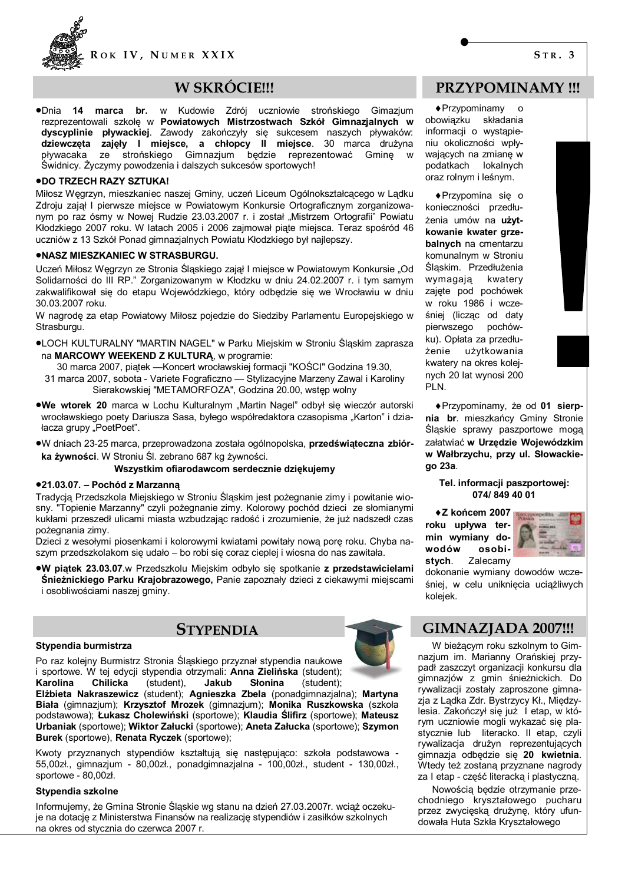## W SKRÓCIE!!!

- Dnia **14 marca br.** w Kudowie Zdrój uczniowie strońskiego Gimazjum rezprezentowali szkołę w **Powiatowych Mistrzostwach Szkół Gimnazjalnych w dyscyplinie pływackiej**. Zawody zakończyły się sukcesem naszych pływaków: **dziewczęta zajęły I miejsce, a chłopcy II miejsce**. 30 marca drużyna pływacaka ze strońskiego Gimnazjum będzie reprezentować Gminę w Świdnicy. Życzymy powodzenia i dalszych sukcesów sportowych!

**DO TRZECH RAZY SZTUKA!**

Miłosz Węgrzyn, mieszkaniec naszej Gminy, uczeń Liceum Ogólnokształcącego w Lądku Zdroju zajął I pierwsze miejsce w Powiatowym Konkursie Ortograficznym zorganizowanym po raz ósmy w Nowej Rudzie 23.03.2007 r. i został „Mistrzem Ortografii" Powiatu Kłodzkiego 2007 roku. W latach 2005 i 2006 zajmował piąte miejsca. Teraz spośród 46 uczniów z 13 Szkół Ponad gimnazjalnych Powiatu Kłodzkiego był najlepszy.

**NASZ MIESZKANIEC W STRASBURGU.**

Uczeń Miłosz Węgrzyn ze Stronia Śląskiego zajął I miejsce w Powiatowym Konkursie „Od Solidarności do III RP." Zorganizowanym w Kłodzku w dniu 24.02.2007 r. i tym samym zakwalifikował się do etapu Wojewódzkiego, który odbędzie się we Wrocławiu w dniu 30.03.2007 roku.

W nagrodę za etap Powiatowy Miłosz pojedzie do Siedziby Parlamentu Europejskiego w Strasburgu.

- LOCH KULTURALNY "MARTIN NAGEL" w Parku Miejskim w Stroniu Śląskim zaprasza na **MARCOWY WEEKEND Z KULTURĄ**, w programie:

  30 marca 2007, piątek —Koncert wrocławskiej formacji "KOŚCI" Godzina 19.30,

  31 marca 2007, sobota - Variete Fograficzno — Stylizacyjne Marzeny Zawal i Karoliny Sierakowskiej "METAMORFOZA", Godzina 20.00, wstęp wolny

- **We wtorek 20** marca w Lochu Kulturalnym „Martin Nagel" odbył się wieczór autorski wrocławskiego poety Dariusza Sasa, byłego współredaktora czasopisma „Karton" i działacza grupy „PoetPoet".

- W dniach 23-25 marca, przeprowadzona została ogólnopolska, **przedświąteczna zbiórka żywności**. W Stroniu Śl. zebrano 687 kg żywności.

  **Wszystkim ofiarodawcom serdecznie dziękujemy**

**21.03.07. – Pochód z Marzanną**

Tradycją Przedszkola Miejskiego w Stroniu Śląskim jest pożegnanie zimy i powitanie wiosny. "Topienie Marzanny" czyli pożegnanie zimy. Kolorowy pochód dzieci ze słomianymi kukłami przeszedł ulicami miasta wzbudzając radość i zrozumienie, że już nadszedł czas pożegnania zimy.

Dzieci z wesołymi piosenkami i kolorowymi kwiatami powitały nową porę roku. Chyba naszym przedszkolakom się udało – bo robi się coraz cieplej i wiosna do nas zawitała.

- **W piątek 23.03.07**.w Przedszkolu Miejskim odbyło się spotkanie **z przedstawicielami Śnieżnickiego Parku Krajobrazowego,** Panie zapoznały dzieci z ciekawymi miejscami i osobliwościami naszej gminy.

## STYPENDIA

**Stypendia burmistrza**

Po raz kolejny Burmistrz Stronia Śląskiego przyznał stypendia naukowe i sportowe. W tej edycji stypendia otrzymali: **Anna Zielińska** (student); **Karolina Chilicka** (student), **Jakub Słonina** (student); **Elżbieta Nakraszewicz** (student); **Agnieszka Zbela** (ponadgimnazjalna); **Martyna Biała** (gimnazjum); **Krzysztof Mrozek** (gimnazjum); **Monika Ruszkowska** (szkoła podstawowa); **Łukasz Cholewiński** (sportowe); **Klaudia Ślifirz** (sportowe); **Mateusz Urbaniak** (sportowe); **Wiktor Załucki** (sportowe); **Aneta Załucka** (sportowe); **Szymon Burek** (sportowe), **Renata Ryczek** (sportowe);

Kwoty przyznanych stypendiów kształtują się następująco: szkoła podstawowa - 55,00zł., gimnazjum - 80,00zł., ponadgimnazjalna - 100,00zł., student - 130,00zł., sportowe - 80,00zł.

**Stypendia szkolne**

Informujemy, że Gmina Stronie Śląskie wg stanu na dzień 27.03.2007r. wciąż oczekuje na dotację z Ministerstwa Finansów na realizację stypendiów i zasiłków szkolnych na okres od stycznia do czerwca 2007 r.

## PRZYPOMINAMY !!!

- Przypominamy o obowiązku składania informacji o wystąpieniu okoliczności wpływających na zmianę w podatkach lokalnych oraz rolnym i leśnym.

- Przypomina się o konieczności przedłużenia umów na **użytkowanie kwater grzebalnych** na cmentarzu komunalnym w Stroniu Śląskim. Przedłużenia wymagają kwatery zajęte pod pochówek w roku 1986 i wcześniej (licząc od daty pierwszego pochówku). Opłata za przedłużenie użytkowania kwatery na okres kolejnych 20 lat wynosi 200 PLN.

- Przypominamy, że od **01 sierpnia br**. mieszkańcy Gminy Stronie Śląskie sprawy paszportowe mogą załatwiać **w Urzędzie Wojewódzkim w Wałbrzychu, przy ul. Słowackiego 23a**.

  **Tel. informacji paszportowej: 074/ 849 40 01**

- **Z końcem 2007 roku upływa termin wymiany dowodów osobistych**. Zalecamy dokonanie wymiany dowodów wcześniej, w celu uniknięcia uciążliwych kolejek.

## GIMNAZJADA 2007!!!

W bieżącym roku szkolnym to Gimnazjum im. Marianny Orańskiej przypadł zaszczyt organizacji konkursu dla gimnazjów z gmin śnieżnickich. Do rywalizacji zostały zaproszone gimnazja z Lądka Zdr. Bystrzycy Kł., Międzylesia. Zakończył się już I etap, w którym uczniowie mogli wykazać się plastycznie lub literacko. II etap, czyli rywalizacja drużyn reprezentujących gimnazja odbędzie się **20 kwietnia**. Wtedy też zostaną przyznane nagrody za I etap - część literacką i plastyczną.

Nowością będzie otrzymanie przechodniego kryształowego pucharu przez zwycięską drużynę, który ufundowała Huta Szkła Kryształowego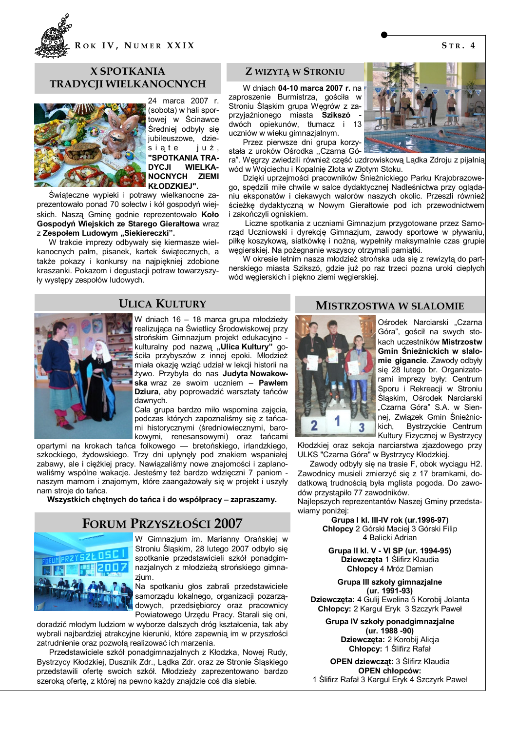## X SPOTKANIA TRADYCJI WIELKANOCNYCH

24 marca 2007 r. (sobota) w hali sportowej w Ścinawce Średniej odbyły się jubileuszowe, dziesiąte już, **"SPOTKANIA TRADYCJI WIELKANOCNYCH ZIEMI KŁODZKIEJ".**

Świąteczne wypieki i potrawy wielkanocne zaprezentowało ponad 70 sołectw i kół gospodyń wiejskich. Naszą Gminę godnie reprezentowało **Koło Gospodyń Wiejskich ze Starego Gierałtowa** wraz z **Zespołem Ludowym „Siekiereczki".**

W trakcie imprezy odbywały się kiermasze wielkanocnych palm, pisanek, kartek świątecznych, a także pokazy i konkursy na najpiękniej zdobione kraszanki. Pokazom i degustacji potraw towarzyszyły występy zespołów ludowych.

## Z WIZYTĄ W STRONIU

W dniach **04-10 marca 2007 r.** na zaproszenie Burmistrza, gościła w Stroniu Śląskim grupa Węgrów z zaprzyjaźnionego miasta **Szikszó** - dwóch opiekunów, tłumacz i 13 uczniów w wieku gimnazjalnym.

Przez pierwsze dni grupa korzystała z uroków Ośrodka ,,Czarna Góra". Węgrzy zwiedzili również część uzdrowiskową Lądka Zdroju z pijalnią wód w Wojciechu i Kopalnię Złota w Złotym Stoku.

Dzięki uprzejmości pracowników Śnieżnickiego Parku Krajobrazowego, spędzili miłe chwile w salce dydaktycznej Nadleśnictwa przy oglądaniu eksponatów i ciekawych walorów naszych okolic. Przeszli również ścieżkę dydaktyczną w Nowym Gierałtowie pod ich przewodnictwem i zakończyli ogniskiem.

Liczne spotkania z uczniami Gimnazjum przygotowane przez Samorząd Uczniowski i dyrekcję Gimnazjum, zawody sportowe w pływaniu, piłkę koszykową, siatkówkę i nożną, wypełniły maksymalnie czas grupie węgierskiej. Na pożegnanie wszyscy otrzymali pamiątki.

W okresie letnim nasza młodzież strońska uda się z rewizytą do partnerskiego miasta Szikszó, gdzie już po raz trzeci pozna uroki ciepłych wód węgierskich i piękno ziemi węgierskiej.

## ULICA KULTURY

W dniach 16 – 18 marca grupa młodzieży realizująca na Świetlicy Środowiskowej przy strońskim Gimnazjum projekt edukacyjno - kulturalny pod nazwą **„Ulica Kultury"** gościła przybyszów z innej epoki. Młodzież miała okazję wziąć udział w lekcji historii na żywo. Przybyła do nas **Judyta Nowakowska** wraz ze swoim uczniem – **Pawłem Dziura**, aby poprowadzić warsztaty tańców dawnych.

Cała grupa bardzo miło wspomina zajęcia, podczas których zapoznaliśmy się z tańcami historycznymi (średniowiecznymi, barokowymi, renesansowymi) oraz tańcami opartymi na krokach tańca folkowego — bretońskiego, irlandzkiego, szkockiego, żydowskiego. Trzy dni upłynęły pod znakiem wspaniałej zabawy, ale i ciężkiej pracy. Nawiązaliśmy nowe znajomości i zaplanowaliśmy wspólne wakacje. Jesteśmy też bardzo wdzięczni 7 paniom - naszym mamom i znajomym, które zaangażowały się w projekt i uszyły nam stroje do tańca.

**Wszystkich chętnych do tańca i do współpracy – zapraszamy.**

## FORUM PRZYSZŁOŚCI 2007

W Gimnazjum im. Marianny Orańskiej w Stroniu Śląskim, 28 lutego 2007 odbyło się spotkanie przedstawicieli szkół ponadgimnazjalnych z młodzieżą strońskiego gimnazjum.

Na spotkaniu głos zabrali przedstawiciele samorządu lokalnego, organizacji pozarządowych, przedsiębiorcy oraz pracownicy Powiatowego Urzędu Pracy. Starali się oni, doradzić młodym ludziom w wyborze dalszych dróg kształcenia, tak aby wybrali najbardziej atrakcyjne kierunki, które zapewnią im w przyszłości zatrudnienie oraz pozwolą realizować ich marzenia.

Przedstawiciele szkół ponadgimnazjalnych z Kłodzka, Nowej Rudy, Bystrzycy Kłodzkiej, Dusznik Zdr., Lądka Zdr. oraz ze Stronie Śląskiego przedstawili ofertę swoich szkół. Młodzieży zaprezentowano bardzo szeroką ofertę, z której na pewno każdy znajdzie coś dla siebie.

## MISTRZOSTWA W SLALOMIE

Ośrodek Narciarski „Czarna Góra", gościł na swych stokach uczestników **Mistrzostw Gmin Śnieżnickich w slalomie gigancie**. Zawody odbyły się 28 lutego br. Organizatorami imprezy były: Centrum Sporu i Rekreacji w Stroniu Śląskim, Ośrodek Narciarski „Czarna Góra" S.A. w Siennej, Związek Gmin Śnieżnickich, Bystrzyckie Centrum Kultury Fizycznej w Bystrzycy Kłodzkiej oraz sekcja narciarstwa zjazdowego przy ULKS "Czarna Góra" w Bystrzycy Kłodzkiej.

Zawody odbyły się na trasie F, obok wyciągu H2. Zawodnicy musieli zmierzyć się z 17 bramkami, dodatkową trudnością była mglista pogoda. Do zawodów przystąpiło 77 zawodników.

Najlepszych reprezentantów Naszej Gminy przedstawiamy poniżej:

**Grupa I kl. III-IV rok (ur.1996-97)**
**Chłopcy** 2 Górski Maciej 3 Górski Filip 4 Balicki Adrian

**Grupa II kl. V - VI SP (ur. 1994-95)**
**Dziewczęta** 1 Ślifirz Klaudia
**Chłopcy** 4 Mróz Damian

**Grupa III szkoły gimnazjalne (ur. 1991-93)**
**Dziewczęta:** 4 Gulij Ewelina 5 Korobij Jolanta
**Chłopcy:** 2 Kargul Eryk 3 Szczyrk Paweł

**Grupa IV szkoły ponadgimnazjalne (ur. 1988 -90)**
**Dziewczęta:** 2 Korobij Alicja
**Chłopcy:** 1 Ślifirz Rafał

**OPEN dziewcząt:** 3 Ślifirz Klaudia
**OPEN chłopców:**
1 Ślifirz Rafał 3 Kargul Eryk 4 Szczyrk Paweł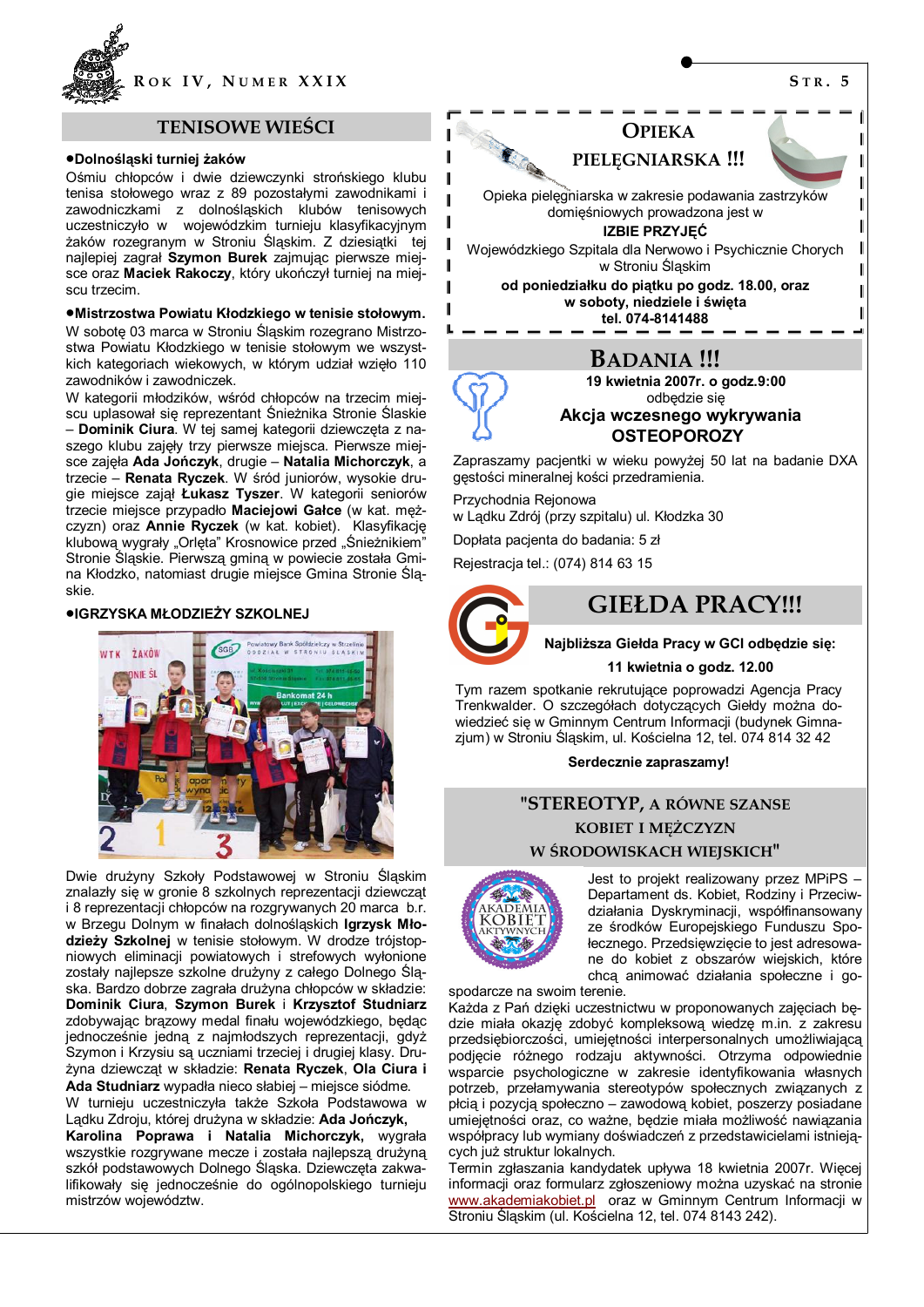## TENISOWE WIEŚCI

**•Dolnośląski turniej żaków**

Ośmiu chłopców i dwie dziewczynki strońskiego klubu tenisa stołowego wraz z 89 pozostałymi zawodnikami i zawodniczkami z dolnośląskich klubów tenisowych uczestniczyło w wojewódzkim turnieju klasyfikacyjnym żaków rozegranym w Stroniu Śląskim. Z dziesiątki tej najlepiej zagrał **Szymon Burek** zajmując pierwsze miejsce oraz **Maciek Rakoczy**, który ukończył turniej na miejscu trzecim.

**•Mistrzostwa Powiatu Kłodzkiego w tenisie stołowym.**

W sobotę 03 marca w Stroniu Śląskim rozegrano Mistrzostwa Powiatu Kłodzkiego w tenisie stołowym we wszystkich kategoriach wiekowych, w którym udział wzięło 110 zawodników i zawodniczek.

W kategorii młodzików, wśród chłopców na trzecim miejscu uplasował się reprezentant Śnieżnika Stronie Slaskie – **Dominik Ciura**. W tej samej kategorii dziewczęta z naszego klubu zajęły trzy pierwsze miejsca. Pierwsze miejsce zajęła **Ada Jończyk**, drugie – **Natalia Michorczyk**, a trzecie – **Renata Ryczek**. W śród juniorów, wysokie drugie miejsce zajął **Łukasz Tyszer**. W kategorii seniorów trzecie miejsce przypadło **Maciejowi Gałce** (w kat. mężczyzn) oraz **Annie Ryczek** (w kat. kobiet). Klasyfikację klubową wygrały „Orlęta" Krosnowice przed „Śnieżnikiem" Stronie Śląskie. Pierwszą gminą w powiecie została Gmina Kłodzko, natomiast drugie miejsce Gmina Stronie Śląskie.

**•IGRZYSKA MŁODZIEŻY SZKOLNEJ**

Dwie drużyny Szkoły Podstawowej w Stroniu Śląskim znalazły się w gronie 8 szkolnych reprezentacji dziewcząt i 8 reprezentacji chłopców na rozgrywanych 20 marca b.r. w Brzegu Dolnym w finałach dolnośląskich **Igrzysk Młodzieży Szkolnej** w tenisie stołowym. W drodze trójstopniowych eliminacji powiatowych i strefowych wyłonione zostały najlepsze szkolne drużyny z całego Dolnego Śląska. Bardzo dobrze zagrała drużyna chłopców w składzie: **Dominik Ciura**, **Szymon Burek** i **Krzysztof Studniarz** zdobywając brązowy medal finału wojewódzkiego, będąc jednocześnie jedną z najmłodszych reprezentacji, gdyż Szymon i Krzysiu są uczniami trzeciej i drugiej klasy. Drużyna dziewcząt w składzie: **Renata Ryczek**, **Ola Ciura i Ada Studniarz** wypadła nieco słabiej – miejsce siódme.

W turnieju uczestniczyła także Szkoła Podstawowa w Lądku Zdroju, której drużyna w składzie: **Ada Jończyk, Karolina Poprawa i Natalia Michorczyk,** wygrała wszystkie rozgrywane mecze i została najlepszą drużyną szkół podstawowych Dolnego Śląska. Dziewczęta zakwalifikowały się jednocześnie do ogólnopolskiego turnieju mistrzów województw.

## OPIEKA PIELĘGNIARSKA !!!

Opieka pielęgniarska w zakresie podawania zastrzyków domięśniowych prowadzona jest w

**IZBIE PRZYJĘĆ**

Wojewódzkiego Szpitala dla Nerwowo i Psychicznie Chorych w Stroniu Śląskim

**od poniedziałku do piątku po godz. 18.00, oraz w soboty, niedziele i święta**

**tel. 074-8141488**

## BADANIA !!!

**19 kwietnia 2007r. o godz.9:00**

odbędzie się

**Akcja wczesnego wykrywania OSTEOPOROZY**

Zapraszamy pacjentki w wieku powyżej 50 lat na badanie DXA gęstości mineralnej kości przedramienia.

Przychodnia Rejonowa
w Lądku Zdrój (przy szpitalu) ul. Kłodzka 30

Dopłata pacjenta do badania: 5 zł

Rejestracja tel.: (074) 814 63 15

## GIEŁDA PRACY!!!

**Najbliższa Giełda Pracy w GCI odbędzie się:**

**11 kwietnia o godz. 12.00**

Tym razem spotkanie rekrutujące poprowadzi Agencja Pracy Trenkwalder. O szczegółach dotyczących Giełdy można dowiedzieć się w Gminnym Centrum Informacji (budynek Gimnazjum) w Stroniu Śląskim, ul. Kościelna 12, tel. 074 814 32 42

**Serdecznie zapraszamy!**

## "STEREOTYP, A RÓWNE SZANSE KOBIET I MĘŻCZYZN W ŚRODOWISKACH WIEJSKICH"

Jest to projekt realizowany przez MPiPS – Departament ds. Kobiet, Rodziny i Przeciwdziałania Dyskryminacji, współfinansowany ze środków Europejskiego Funduszu Społecznego. Przedsięwzięcie to jest adresowane do kobiet z obszarów wiejskich, które chcą animować działania społeczne i gospodarcze na swoim terenie.

Każda z Pań dzięki uczestnictwu w proponowanych zajęciach będzie miała okazję zdobyć kompleksową wiedzę m.in. z zakresu przedsiębiorczości, umiejętności interpersonalnych umożliwiającą podjęcie różnego rodzaju aktywności. Otrzyma odpowiednie wsparcie psychologiczne w zakresie identyfikowania własnych potrzeb, przełamywania stereotypów społecznych związanych z płcią i pozycją społeczno – zawodową kobiet, poszerzy posiadane umiejętności oraz, co ważne, będzie miała możliwość nawiązania współpracy lub wymiany doświadczeń z przedstawicielami istniejących już struktur lokalnych.

Termin zgłaszania kandydatek upływa 18 kwietnia 2007r. Więcej informacji oraz formularz zgłoszeniowy można uzyskać na stronie www.akademiakobiet.pl oraz w Gminnym Centrum Informacji w Stroniu Śląskim (ul. Kościelna 12, tel. 074 8143 242).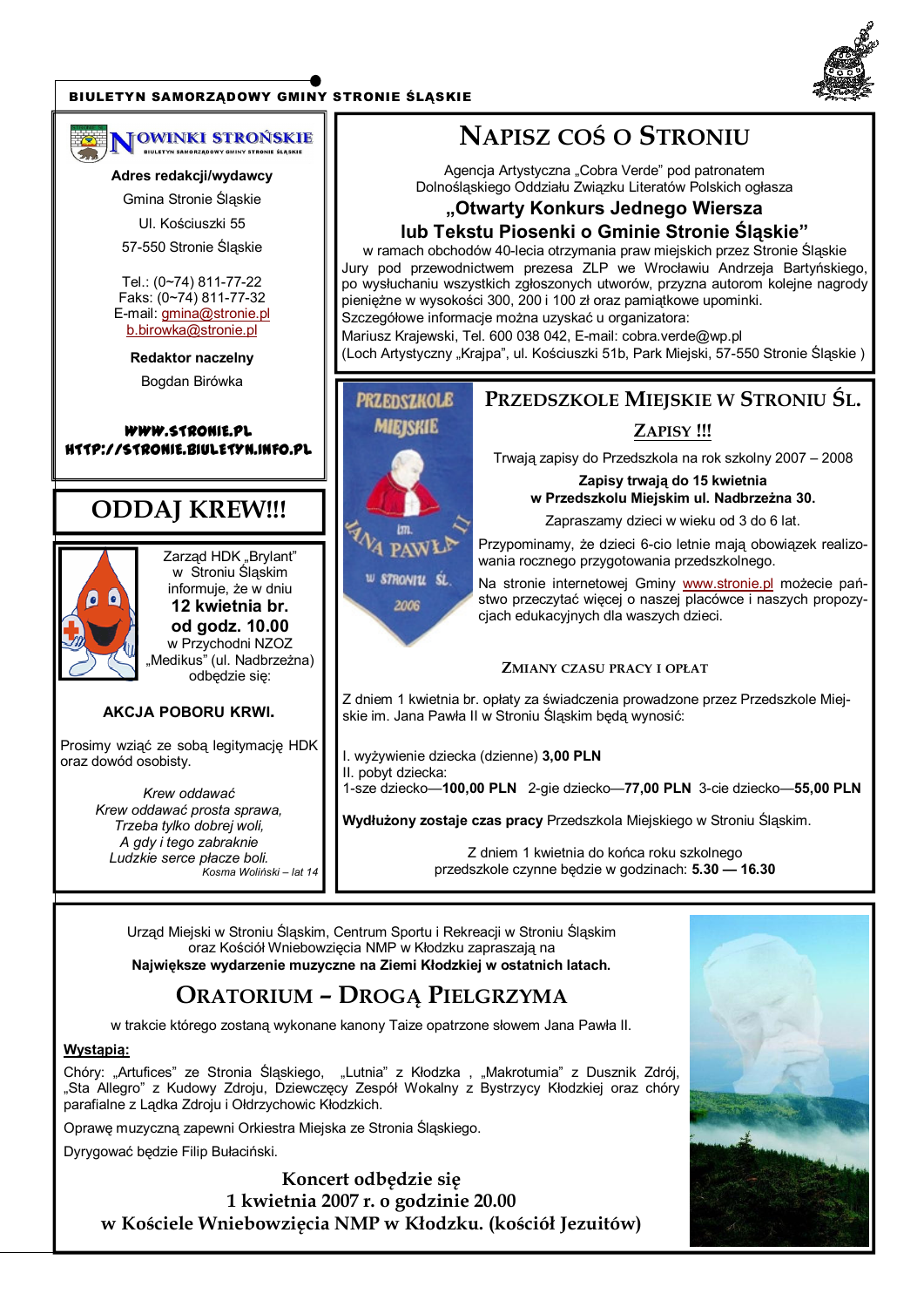## NOWINKI STROŃSKIE

BIULETYN SAMORZĄDOWY GMINY STRONIE ŚLĄSKIE

**Adres redakcji/wydawcy**

Gmina Stronie Śląskie

Ul. Kościuszki 55

57-550 Stronie Śląskie

Tel.: (0~74) 811-77-22
Faks: (0~74) 811-77-32
E-mail: gmina@stronie.pl
b.birowka@stronie.pl

**Redaktor naczelny**

Bogdan Birówka

**WWW.STRONIE.PL**
**HTTP://STRONIE.BIULETYN.INFO.PL**

# ODDAJ KREW!!!

Zarząd HDK „Brylant" w Stroniu Śląskim informuje, że w dniu **12 kwietnia br. od godz. 10.00** w Przychodni NZOZ „Medikus" (ul. Nadbrzeżna) odbędzie się:

**AKCJA POBORU KRWI.**

Prosimy wziąć ze sobą legitymację HDK oraz dowód osobisty.

*Krew oddawać*
*Krew oddawać prosta sprawa,*
*Trzeba tylko dobrej woli,*
*A gdy i tego zabraknie*
*Ludzkie serce płacze boli.*
*Kosma Woliński – lat 14*

# NAPISZ COŚ O STRONIU

Agencja Artystyczna „Cobra Verde" pod patronatem Dolnośląskiego Oddziału Związku Literatów Polskich ogłasza

**„Otwarty Konkurs Jednego Wiersza lub Tekstu Piosenki o Gminie Stronie Śląskie"**

w ramach obchodów 40-lecia otrzymania praw miejskich przez Stronie Śląskie

Jury pod przewodnictwem prezesa ZLP we Wrocławiu Andrzeja Bartyńskiego, po wysłuchaniu wszystkich zgłoszonych utworów, przyzna autorom kolejne nagrody pieniężne w wysokości 300, 200 i 100 zł oraz pamiątkowe upominki.
Szczegółowe informacje można uzyskać u organizatora:
Mariusz Krajewski, Tel. 600 038 042, E-mail: cobra.verde@wp.pl
(Loch Artystyczny „Krajpa", ul. Kościuszki 51b, Park Miejski, 57-550 Stronie Śląskie )

# PRZEDSZKOLE MIEJSKIE W STRONIU ŚL.

## ZAPISY !!!

Trwają zapisy do Przedszkola na rok szkolny 2007 – 2008

**Zapisy trwają do 15 kwietnia w Przedszkolu Miejskim ul. Nadbrzeżna 30.**

Zapraszamy dzieci w wieku od 3 do 6 lat.

Przypominamy, że dzieci 6-cio letnie mają obowiązek realizowania rocznego przygotowania przedszkolnego.

Na stronie internetowej Gminy www.stronie.pl możecie państwo przeczytać więcej o naszej placówce i naszych propozycjach edukacyjnych dla waszych dzieci.

### ZMIANY CZASU PRACY I OPŁAT

Z dniem 1 kwietnia br. opłaty za świadczenia prowadzone przez Przedszkole Miejskie im. Jana Pawła II w Stroniu Śląskim będą wynosić:

I. wyżywienie dziecka (dzienne) **3,00 PLN**
II. pobyt dziecka:
1-sze dziecko—**100,00 PLN** 2-gie dziecko—**77,00 PLN** 3-cie dziecko—**55,00 PLN**

**Wydłużony zostaje czas pracy** Przedszkola Miejskiego w Stroniu Śląskim.

Z dniem 1 kwietnia do końca roku szkolnego przedszkole czynne będzie w godzinach: **5.30 — 16.30**

---

Urząd Miejski w Stroniu Śląskim, Centrum Sportu i Rekreacji w Stroniu Śląskim oraz Kościół Wniebowzięcia NMP w Kłodzku zapraszają na
**Największe wydarzenie muzyczne na Ziemi Kłodzkiej w ostatnich latach.**

# ORATORIUM – DROGĄ PIELGRZYMA

w trakcie którego zostaną wykonane kanony Taize opatrzone słowem Jana Pawła II.

**Wystąpią:**

Chóry: „Artufices" ze Stronia Śląskiego, „Lutnia" z Kłodzka , „Makrotumia" z Dusznik Zdrój, „Sta Allegro" z Kudowy Zdroju, Dziewczęcy Zespół Wokalny z Bystrzycy Kłodzkiej oraz chóry parafialne z Lądka Zdroju i Ołdrzychowic Kłodzkich.

Oprawę muzyczną zapewni Orkiestra Miejska ze Stronia Śląskiego.

Dyrygować będzie Filip Bułaciński.

**Koncert odbędzie się**
**1 kwietnia 2007 r. o godzinie 20.00**
**w Kościele Wniebowzięcia NMP w Kłodzku. (kościół Jezuitów)**